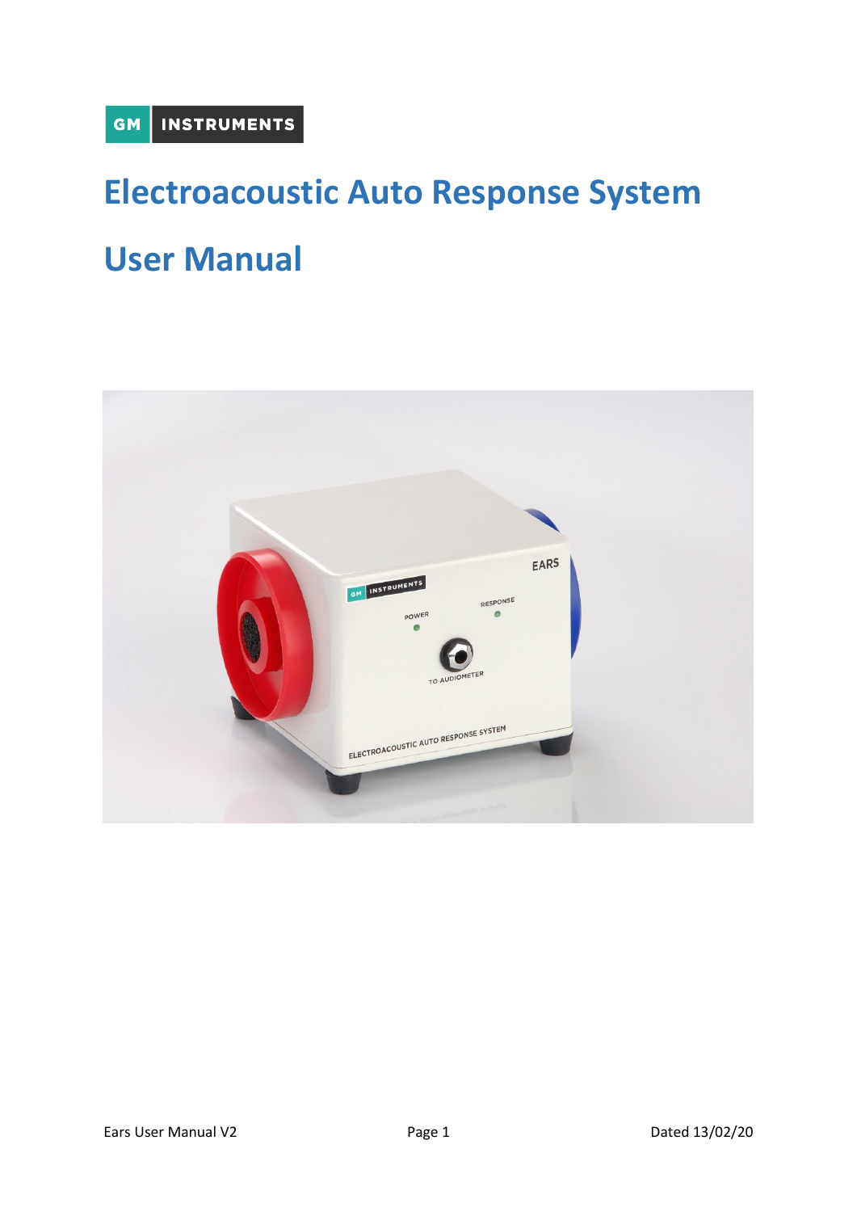GM INSTRUMENTS

# Electroacoustic Auto Response System

# User Manual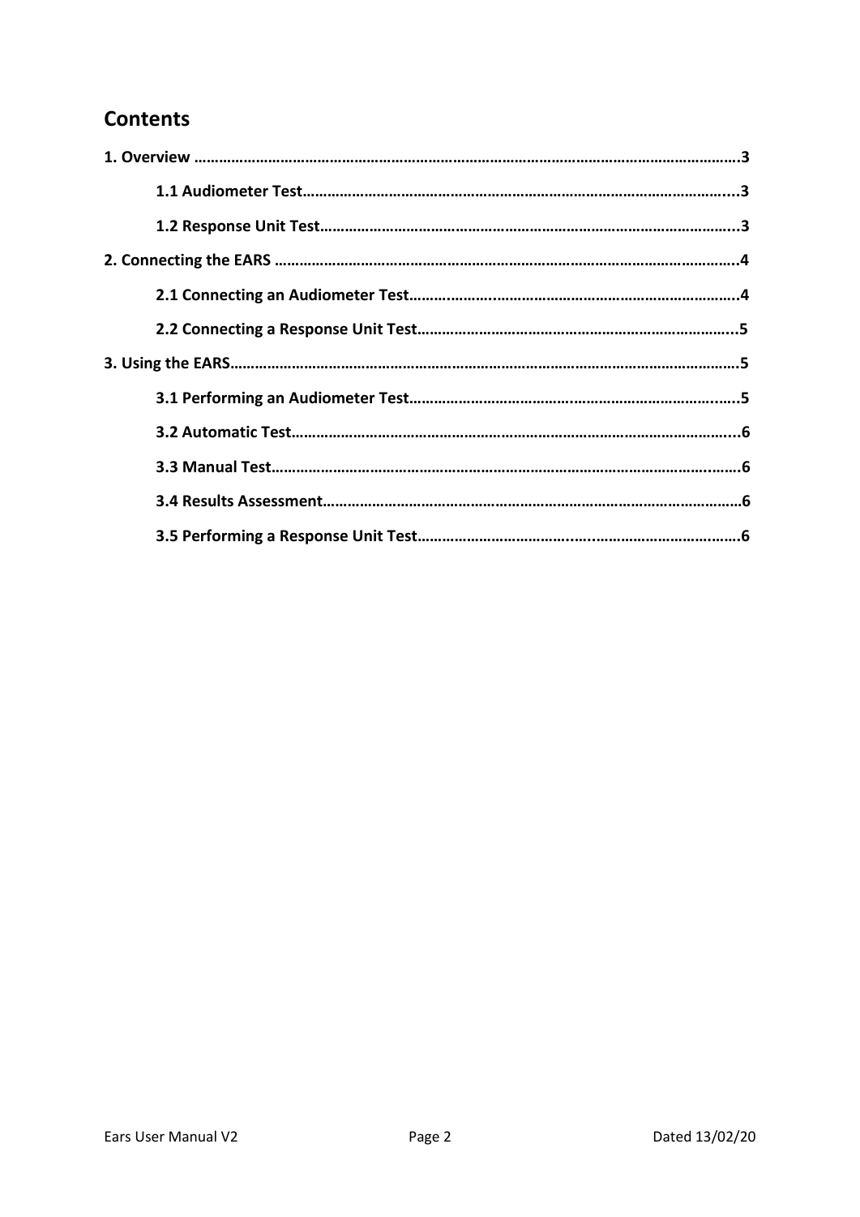# Contents

**1. Overview** ....................................................................................................................3

- **1.1 Audiometer Test**.........................................................................................................3
- **1.2 Response Unit Test**....................................................................................................3

**2. Connecting the EARS** ....................................................................................................4

- **2.1 Connecting an Audiometer Test**.................................................................................4
- **2.2 Connecting a Response Unit Test**.............................................................................5

**3. Using the EARS**..............................................................................................................5

- **3.1 Performing an Audiometer Test**.................................................................................5
- **3.2 Automatic Test**............................................................................................................6
- **3.3 Manual Test**.................................................................................................................6
- **3.4 Results Assessment**.....................................................................................................6
- **3.5 Performing a Response Unit Test**...............................................................................6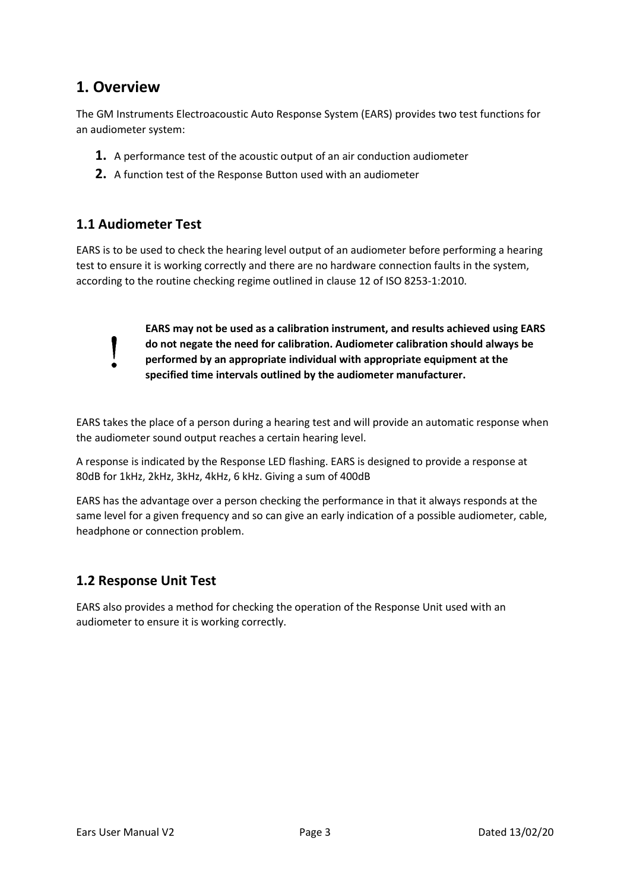# 1. Overview

The GM Instruments Electroacoustic Auto Response System (EARS) provides two test functions for an audiometer system:

1. A performance test of the acoustic output of an air conduction audiometer
2. A function test of the Response Button used with an audiometer

## 1.1 Audiometer Test

EARS is to be used to check the hearing level output of an audiometer before performing a hearing test to ensure it is working correctly and there are no hardware connection faults in the system, according to the routine checking regime outlined in clause 12 of ISO 8253-1:2010.

> **!** **EARS may not be used as a calibration instrument, and results achieved using EARS do not negate the need for calibration. Audiometer calibration should always be performed by an appropriate individual with appropriate equipment at the specified time intervals outlined by the audiometer manufacturer.**

EARS takes the place of a person during a hearing test and will provide an automatic response when the audiometer sound output reaches a certain hearing level.

A response is indicated by the Response LED flashing. EARS is designed to provide a response at 80dB for 1kHz, 2kHz, 3kHz, 4kHz, 6 kHz. Giving a sum of 400dB

EARS has the advantage over a person checking the performance in that it always responds at the same level for a given frequency and so can give an early indication of a possible audiometer, cable, headphone or connection problem.

## 1.2 Response Unit Test

EARS also provides a method for checking the operation of the Response Unit used with an audiometer to ensure it is working correctly.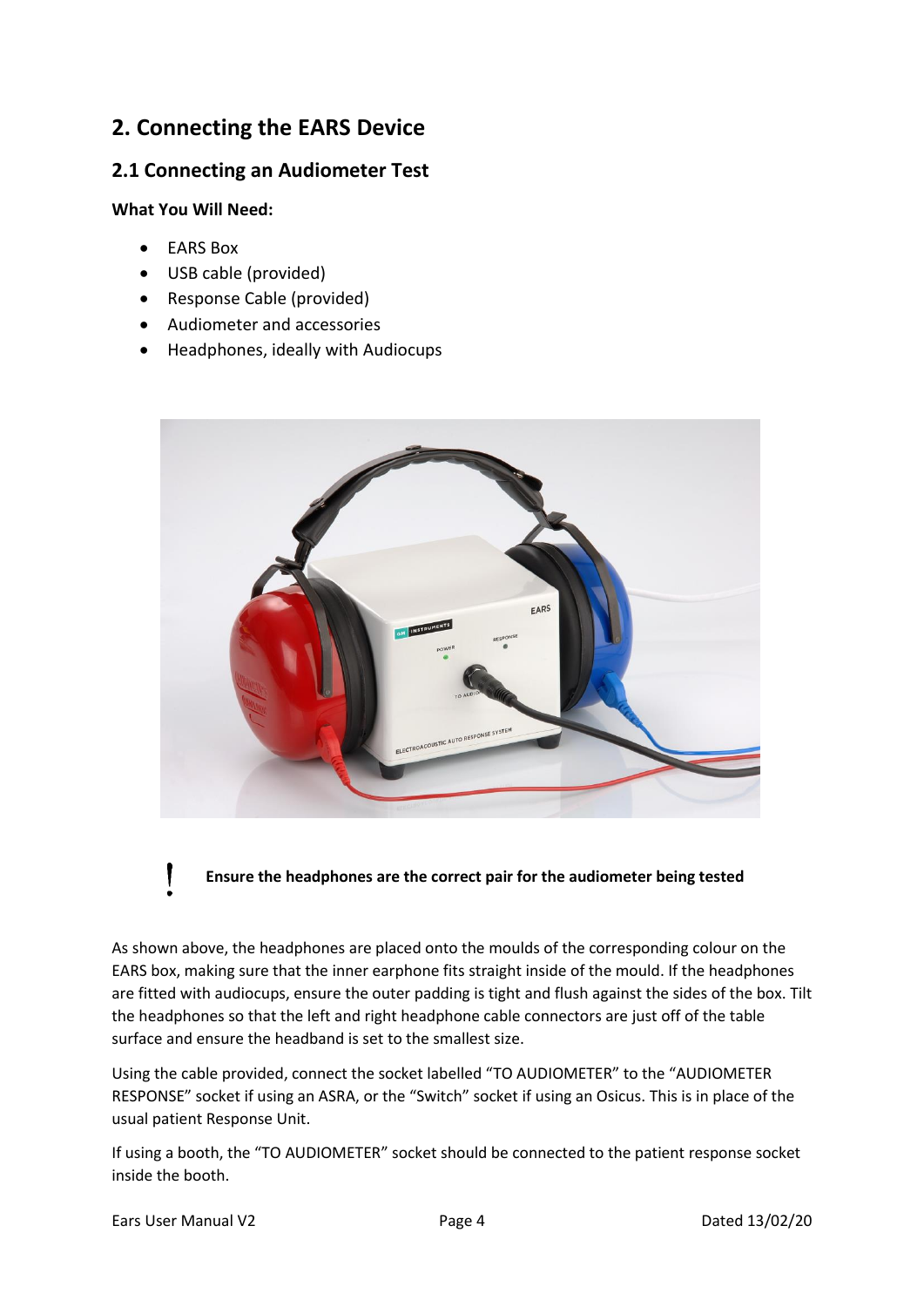## 2. Connecting the EARS Device

### 2.1 Connecting an Audiometer Test

**What You Will Need:**

- EARS Box
- USB cable (provided)
- Response Cable (provided)
- Audiometer and accessories
- Headphones, ideally with Audiocups

**! Ensure the headphones are the correct pair for the audiometer being tested**

As shown above, the headphones are placed onto the moulds of the corresponding colour on the EARS box, making sure that the inner earphone fits straight inside of the mould. If the headphones are fitted with audiocups, ensure the outer padding is tight and flush against the sides of the box. Tilt the headphones so that the left and right headphone cable connectors are just off of the table surface and ensure the headband is set to the smallest size.

Using the cable provided, connect the socket labelled "TO AUDIOMETER" to the "AUDIOMETER RESPONSE" socket if using an ASRA, or the "Switch" socket if using an Osicus. This is in place of the usual patient Response Unit.

If using a booth, the "TO AUDIOMETER" socket should be connected to the patient response socket inside the booth.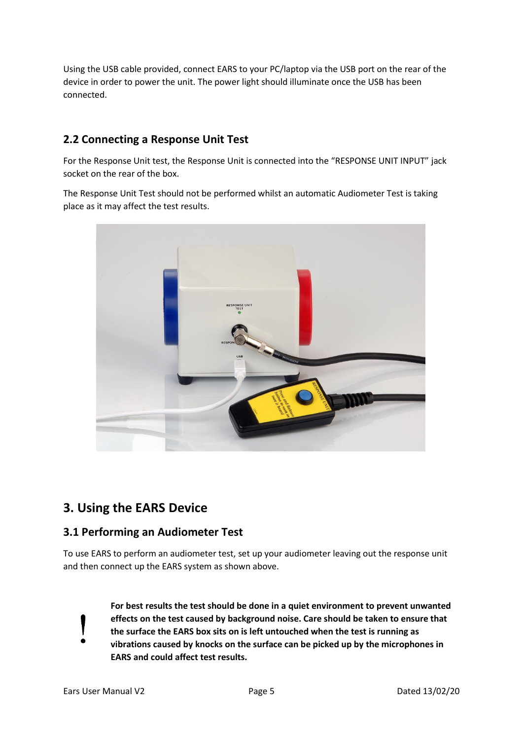Using the USB cable provided, connect EARS to your PC/laptop via the USB port on the rear of the device in order to power the unit. The power light should illuminate once the USB has been connected.

## 2.2 Connecting a Response Unit Test

For the Response Unit test, the Response Unit is connected into the "RESPONSE UNIT INPUT" jack socket on the rear of the box.

The Response Unit Test should not be performed whilst an automatic Audiometer Test is taking place as it may affect the test results.

# 3. Using the EARS Device

## 3.1 Performing an Audiometer Test

To use EARS to perform an audiometer test, set up your audiometer leaving out the response unit and then connect up the EARS system as shown above.

**For best results the test should be done in a quiet environment to prevent unwanted effects on the test caused by background noise. Care should be taken to ensure that the surface the EARS box sits on is left untouched when the test is running as vibrations caused by knocks on the surface can be picked up by the microphones in EARS and could affect test results.**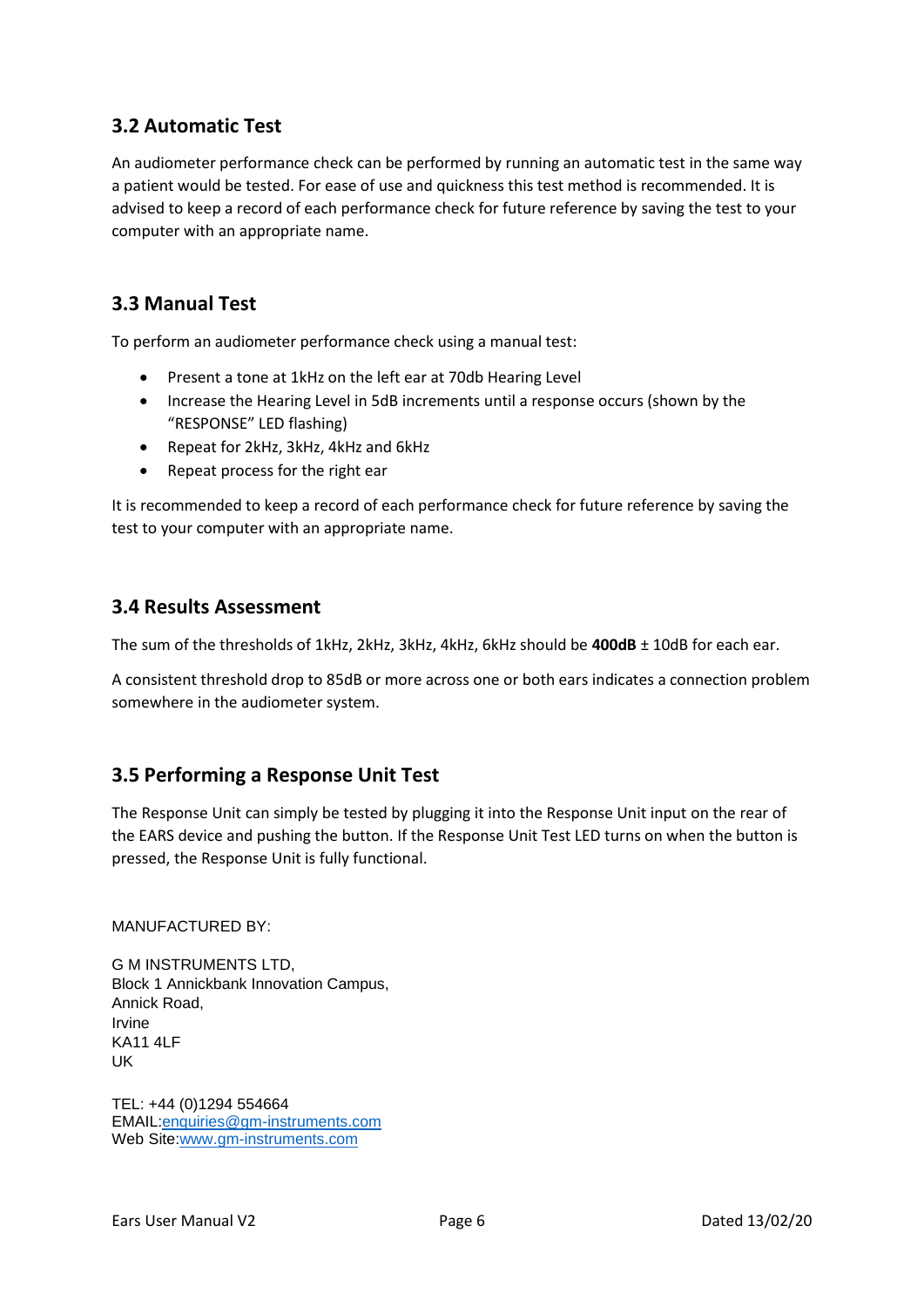## 3.2 Automatic Test

An audiometer performance check can be performed by running an automatic test in the same way a patient would be tested. For ease of use and quickness this test method is recommended. It is advised to keep a record of each performance check for future reference by saving the test to your computer with an appropriate name.

## 3.3 Manual Test

To perform an audiometer performance check using a manual test:

- Present a tone at 1kHz on the left ear at 70db Hearing Level
- Increase the Hearing Level in 5dB increments until a response occurs (shown by the "RESPONSE" LED flashing)
- Repeat for 2kHz, 3kHz, 4kHz and 6kHz
- Repeat process for the right ear

It is recommended to keep a record of each performance check for future reference by saving the test to your computer with an appropriate name.

## 3.4 Results Assessment

The sum of the thresholds of 1kHz, 2kHz, 3kHz, 4kHz, 6kHz should be **400dB** ± 10dB for each ear.

A consistent threshold drop to 85dB or more across one or both ears indicates a connection problem somewhere in the audiometer system.

## 3.5 Performing a Response Unit Test

The Response Unit can simply be tested by plugging it into the Response Unit input on the rear of the EARS device and pushing the button. If the Response Unit Test LED turns on when the button is pressed, the Response Unit is fully functional.

MANUFACTURED BY:

G M INSTRUMENTS LTD,
Block 1 Annickbank Innovation Campus,
Annick Road,
Irvine
KA11 4LF
UK

TEL: +44 (0)1294 554664
EMAIL:enquiries@gm-instruments.com
Web Site:www.gm-instruments.com